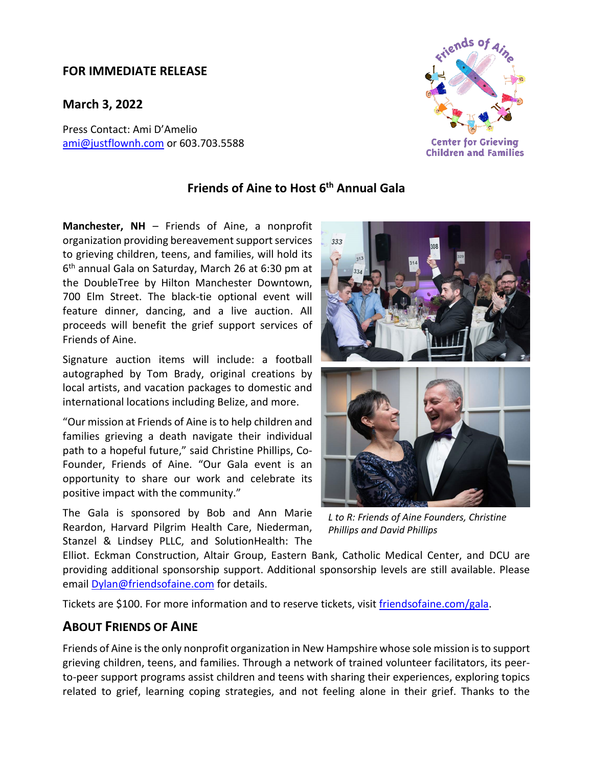**FOR IMMEDIATE RELEASE**

**March 3, 2022**

Press Contact: Ami D'Amelio
ami@justflownh.com or 603.703.5588

Friends of Aine
Center for Grieving Children and Families

## Friends of Aine to Host 6th Annual Gala

**Manchester, NH** – Friends of Aine, a nonprofit organization providing bereavement support services to grieving children, teens, and families, will hold its 6th annual Gala on Saturday, March 26 at 6:30 pm at the DoubleTree by Hilton Manchester Downtown, 700 Elm Street. The black-tie optional event will feature dinner, dancing, and a live auction. All proceeds will benefit the grief support services of Friends of Aine.

Signature auction items will include: a football autographed by Tom Brady, original creations by local artists, and vacation packages to domestic and international locations including Belize, and more.

"Our mission at Friends of Aine is to help children and families grieving a death navigate their individual path to a hopeful future," said Christine Phillips, Co-Founder, Friends of Aine. "Our Gala event is an opportunity to share our work and celebrate its positive impact with the community."

*L to R: Friends of Aine Founders, Christine Phillips and David Phillips*

The Gala is sponsored by Bob and Ann Marie Reardon, Harvard Pilgrim Health Care, Niederman, Stanzel & Lindsey PLLC, and SolutionHealth: The Elliot. Eckman Construction, Altair Group, Eastern Bank, Catholic Medical Center, and DCU are providing additional sponsorship support. Additional sponsorship levels are still available. Please email Dylan@friendsofaine.com for details.

Tickets are $100. For more information and to reserve tickets, visit friendsofaine.com/gala.

## About Friends of Aine

Friends of Aine is the only nonprofit organization in New Hampshire whose sole mission is to support grieving children, teens, and families. Through a network of trained volunteer facilitators, its peer-to-peer support programs assist children and teens with sharing their experiences, exploring topics related to grief, learning coping strategies, and not feeling alone in their grief. Thanks to the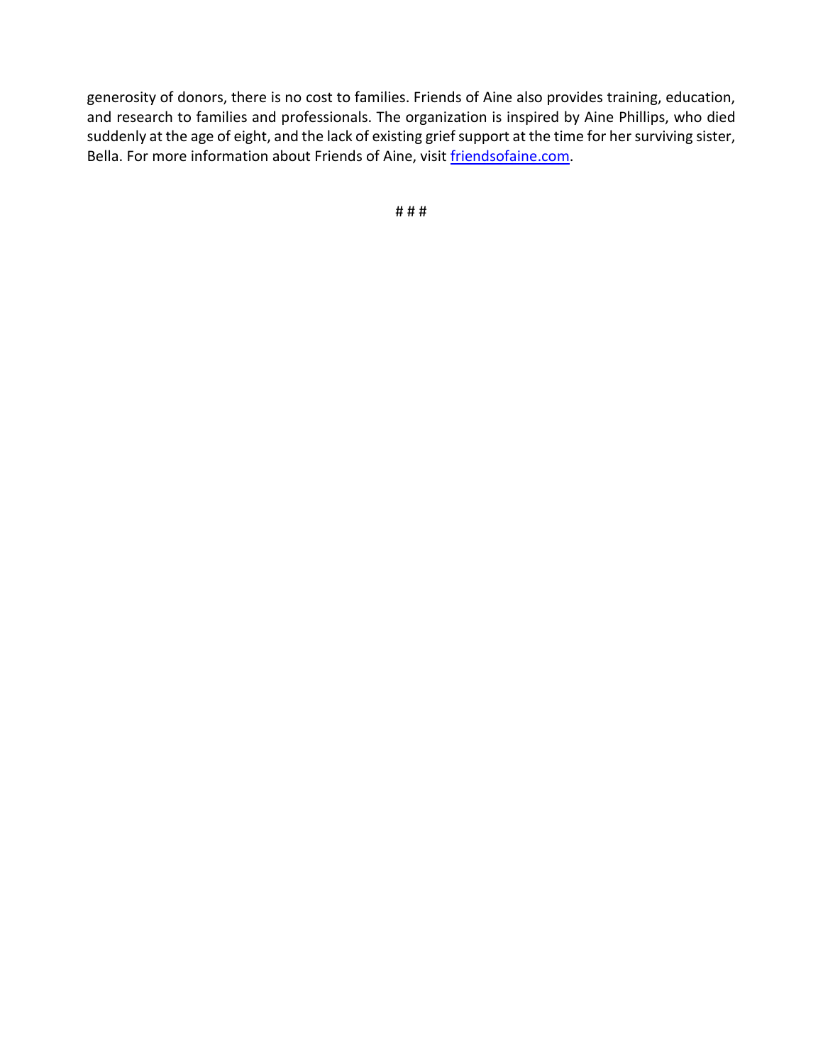generosity of donors, there is no cost to families. Friends of Aine also provides training, education, and research to families and professionals. The organization is inspired by Aine Phillips, who died suddenly at the age of eight, and the lack of existing grief support at the time for her surviving sister, Bella. For more information about Friends of Aine, visit [friendsofaine.com](friendsofaine.com).

# # #